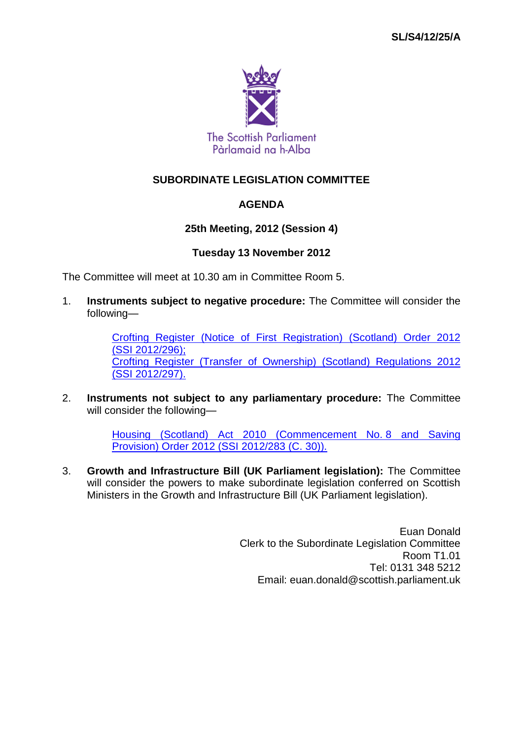SL/S4/12/25/A

The Scottish Parliament
Pàrlamaid na h-Alba

# SUBORDINATE LEGISLATION COMMITTEE

## AGENDA

### 25th Meeting, 2012 (Session 4)

### Tuesday 13 November 2012

The Committee will meet at 10.30 am in Committee Room 5.

1. **Instruments subject to negative procedure:** The Committee will consider the following—

    Crofting Register (Notice of First Registration) (Scotland) Order 2012 (SSI 2012/296);
    Crofting Register (Transfer of Ownership) (Scotland) Regulations 2012 (SSI 2012/297).

2. **Instruments not subject to any parliamentary procedure:** The Committee will consider the following—

    Housing (Scotland) Act 2010 (Commencement No. 8 and Saving Provision) Order 2012 (SSI 2012/283 (C. 30)).

3. **Growth and Infrastructure Bill (UK Parliament legislation):** The Committee will consider the powers to make subordinate legislation conferred on Scottish Ministers in the Growth and Infrastructure Bill (UK Parliament legislation).

Euan Donald
Clerk to the Subordinate Legislation Committee
Room T1.01
Tel: 0131 348 5212
Email: euan.donald@scottish.parliament.uk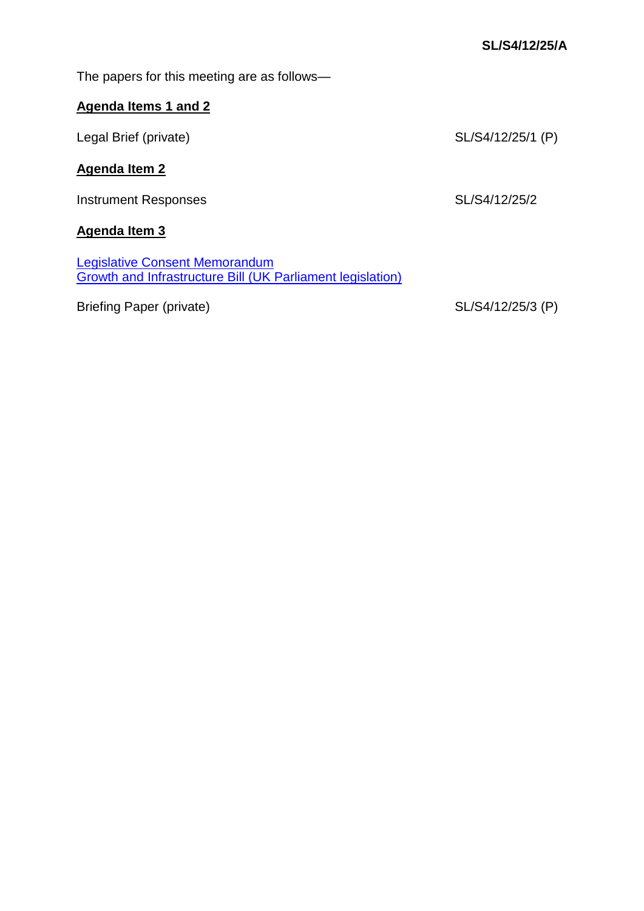**SL/S4/12/25/A**

The papers for this meeting are as follows—

**Agenda Items 1 and 2**

Legal Brief (private) SL/S4/12/25/1 (P)

**Agenda Item 2**

Instrument Responses SL/S4/12/25/2

**Agenda Item 3**

Legislative Consent Memorandum
Growth and Infrastructure Bill (UK Parliament legislation)

Briefing Paper (private) SL/S4/12/25/3 (P)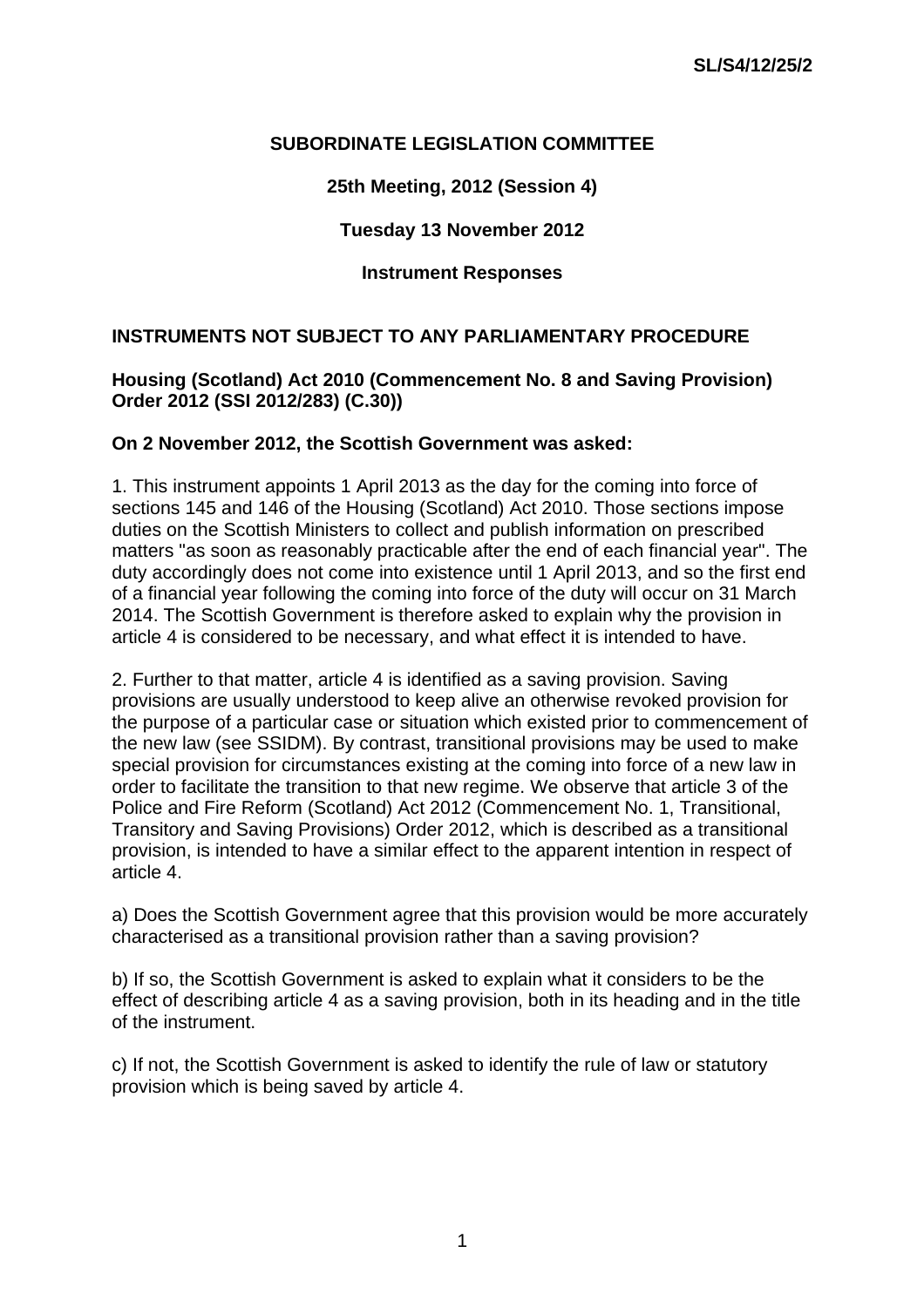SL/S4/12/25/2

**SUBORDINATE LEGISLATION COMMITTEE**

**25th Meeting, 2012 (Session 4)**

**Tuesday 13 November 2012**

**Instrument Responses**

## INSTRUMENTS NOT SUBJECT TO ANY PARLIAMENTARY PROCEDURE

### Housing (Scotland) Act 2010 (Commencement No. 8 and Saving Provision) Order 2012 (SSI 2012/283) (C.30))

**On 2 November 2012, the Scottish Government was asked:**

1. This instrument appoints 1 April 2013 as the day for the coming into force of sections 145 and 146 of the Housing (Scotland) Act 2010. Those sections impose duties on the Scottish Ministers to collect and publish information on prescribed matters "as soon as reasonably practicable after the end of each financial year". The duty accordingly does not come into existence until 1 April 2013, and so the first end of a financial year following the coming into force of the duty will occur on 31 March 2014. The Scottish Government is therefore asked to explain why the provision in article 4 is considered to be necessary, and what effect it is intended to have.

2. Further to that matter, article 4 is identified as a saving provision. Saving provisions are usually understood to keep alive an otherwise revoked provision for the purpose of a particular case or situation which existed prior to commencement of the new law (see SSIDM). By contrast, transitional provisions may be used to make special provision for circumstances existing at the coming into force of a new law in order to facilitate the transition to that new regime. We observe that article 3 of the Police and Fire Reform (Scotland) Act 2012 (Commencement No. 1, Transitional, Transitory and Saving Provisions) Order 2012, which is described as a transitional provision, is intended to have a similar effect to the apparent intention in respect of article 4.

a) Does the Scottish Government agree that this provision would be more accurately characterised as a transitional provision rather than a saving provision?

b) If so, the Scottish Government is asked to explain what it considers to be the effect of describing article 4 as a saving provision, both in its heading and in the title of the instrument.

c) If not, the Scottish Government is asked to identify the rule of law or statutory provision which is being saved by article 4.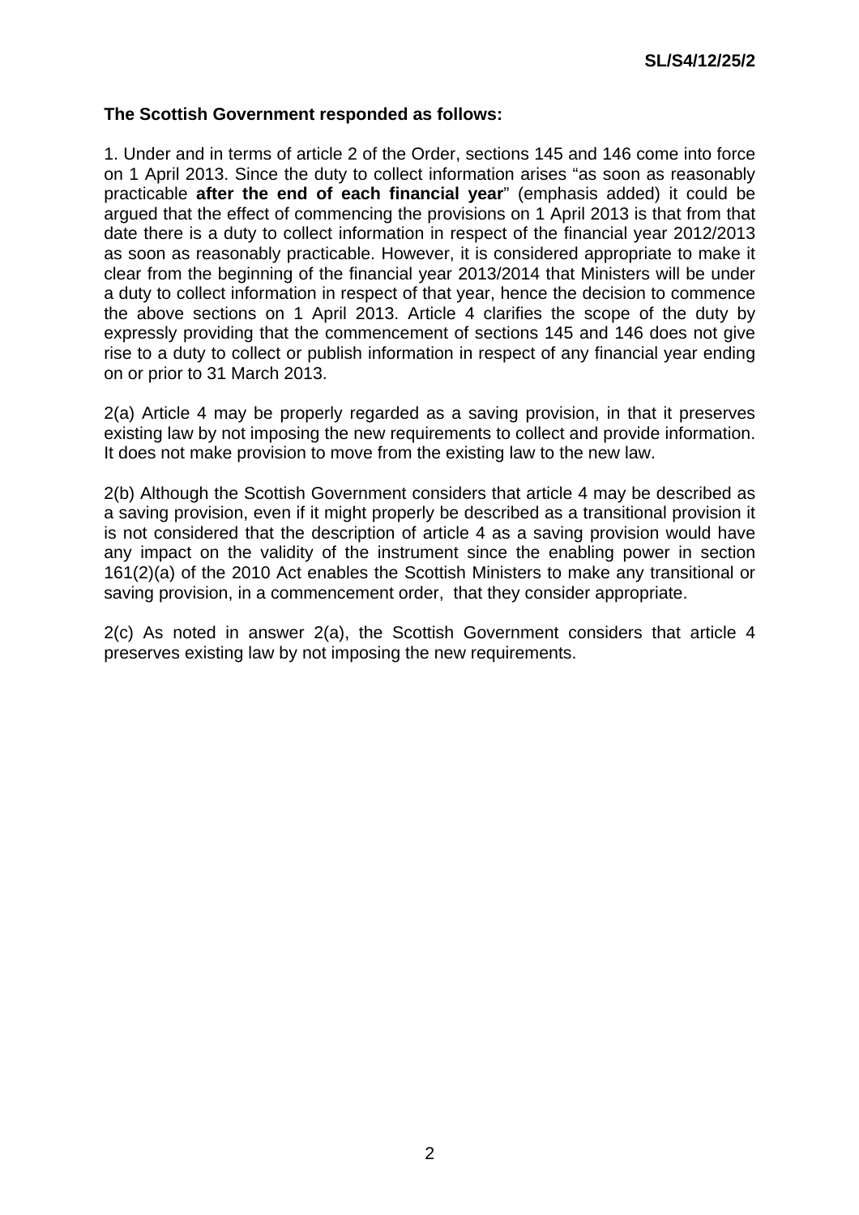**The Scottish Government responded as follows:**

1. Under and in terms of article 2 of the Order, sections 145 and 146 come into force on 1 April 2013. Since the duty to collect information arises "as soon as reasonably practicable **after the end of each financial year**" (emphasis added) it could be argued that the effect of commencing the provisions on 1 April 2013 is that from that date there is a duty to collect information in respect of the financial year 2012/2013 as soon as reasonably practicable. However, it is considered appropriate to make it clear from the beginning of the financial year 2013/2014 that Ministers will be under a duty to collect information in respect of that year, hence the decision to commence the above sections on 1 April 2013. Article 4 clarifies the scope of the duty by expressly providing that the commencement of sections 145 and 146 does not give rise to a duty to collect or publish information in respect of any financial year ending on or prior to 31 March 2013.

2(a) Article 4 may be properly regarded as a saving provision, in that it preserves existing law by not imposing the new requirements to collect and provide information. It does not make provision to move from the existing law to the new law.

2(b) Although the Scottish Government considers that article 4 may be described as a saving provision, even if it might properly be described as a transitional provision it is not considered that the description of article 4 as a saving provision would have any impact on the validity of the instrument since the enabling power in section 161(2)(a) of the 2010 Act enables the Scottish Ministers to make any transitional or saving provision, in a commencement order, that they consider appropriate.

2(c) As noted in answer 2(a), the Scottish Government considers that article 4 preserves existing law by not imposing the new requirements.